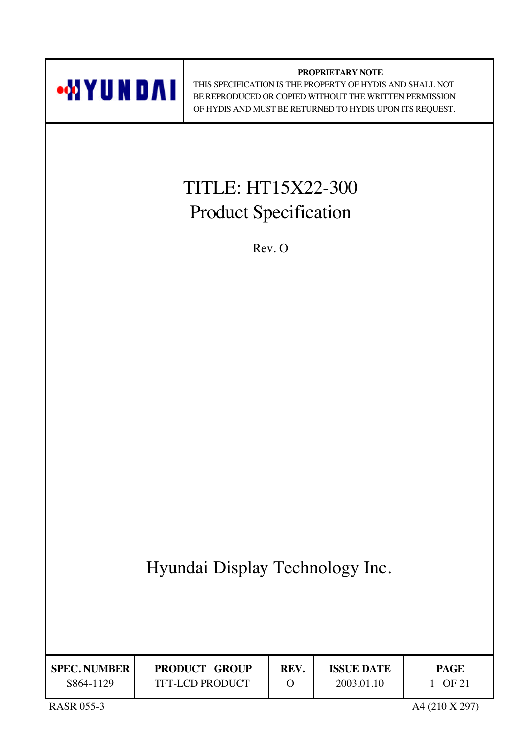HYUNDAI

**PROPRIETARY NOTE**

THIS SPECIFICATION IS THE PROPERTY OF HYDIS AND SHALL NOT BE REPRODUCED OR COPIED WITHOUT THE WRITTEN PERMISSION OF HYDIS AND MUST BE RETURNED TO HYDIS UPON ITS REQUEST.

# TITLE: HT15X22-300 Product Specification

Rev. O

Hyundai Display Technology Inc.

| SPEC. NUMBER | PRODUCT GROUP | REV. | ISSUE DATE | PAGE |
|---|---|---|---|---|
| S864-1129 | TFT-LCD PRODUCT | O | 2003.01.10 | 1 OF 21 |

RASR 055-3 A4 (210 X 297)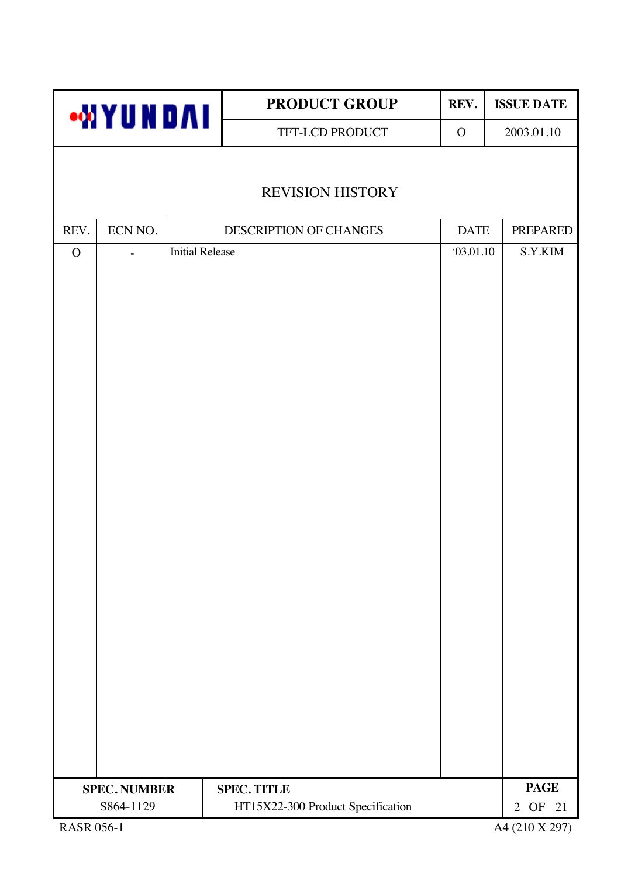# REVISION HISTORY

| REV. | ECN NO. | DESCRIPTION OF CHANGES | DATE | PREPARED |
|---|---|---|---|---|
| O | - | Initial Release | ‘03.01.10 | S.Y.KIM |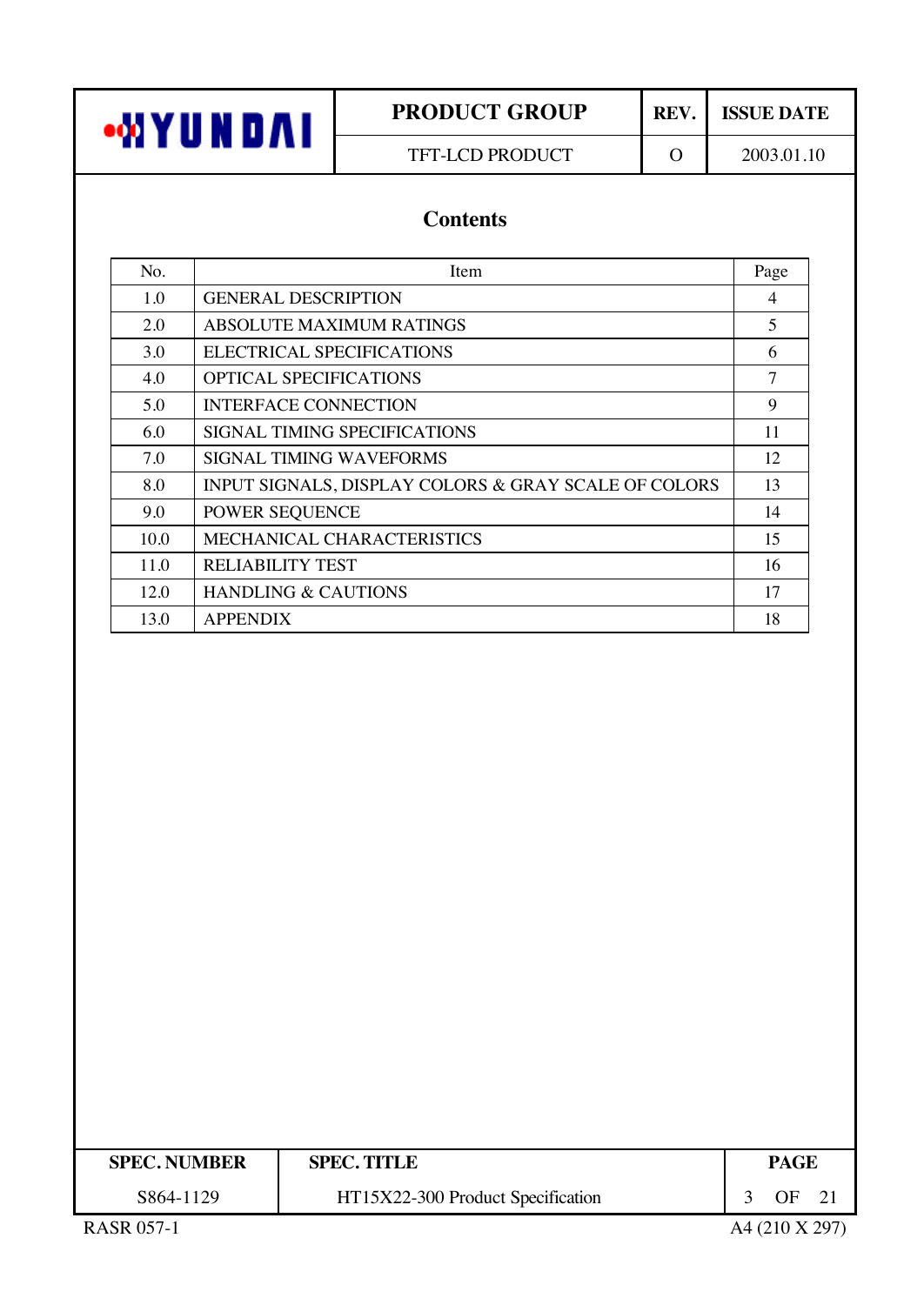## Contents

| No. | Item | Page |
|---|---|---|
| 1.0 | GENERAL DESCRIPTION | 4 |
| 2.0 | ABSOLUTE MAXIMUM RATINGS | 5 |
| 3.0 | ELECTRICAL SPECIFICATIONS | 6 |
| 4.0 | OPTICAL SPECIFICATIONS | 7 |
| 5.0 | INTERFACE CONNECTION | 9 |
| 6.0 | SIGNAL TIMING SPECIFICATIONS | 11 |
| 7.0 | SIGNAL TIMING WAVEFORMS | 12 |
| 8.0 | INPUT SIGNALS, DISPLAY COLORS & GRAY SCALE OF COLORS | 13 |
| 9.0 | POWER SEQUENCE | 14 |
| 10.0 | MECHANICAL CHARACTERISTICS | 15 |
| 11.0 | RELIABILITY TEST | 16 |
| 12.0 | HANDLING & CAUTIONS | 17 |
| 13.0 | APPENDIX | 18 |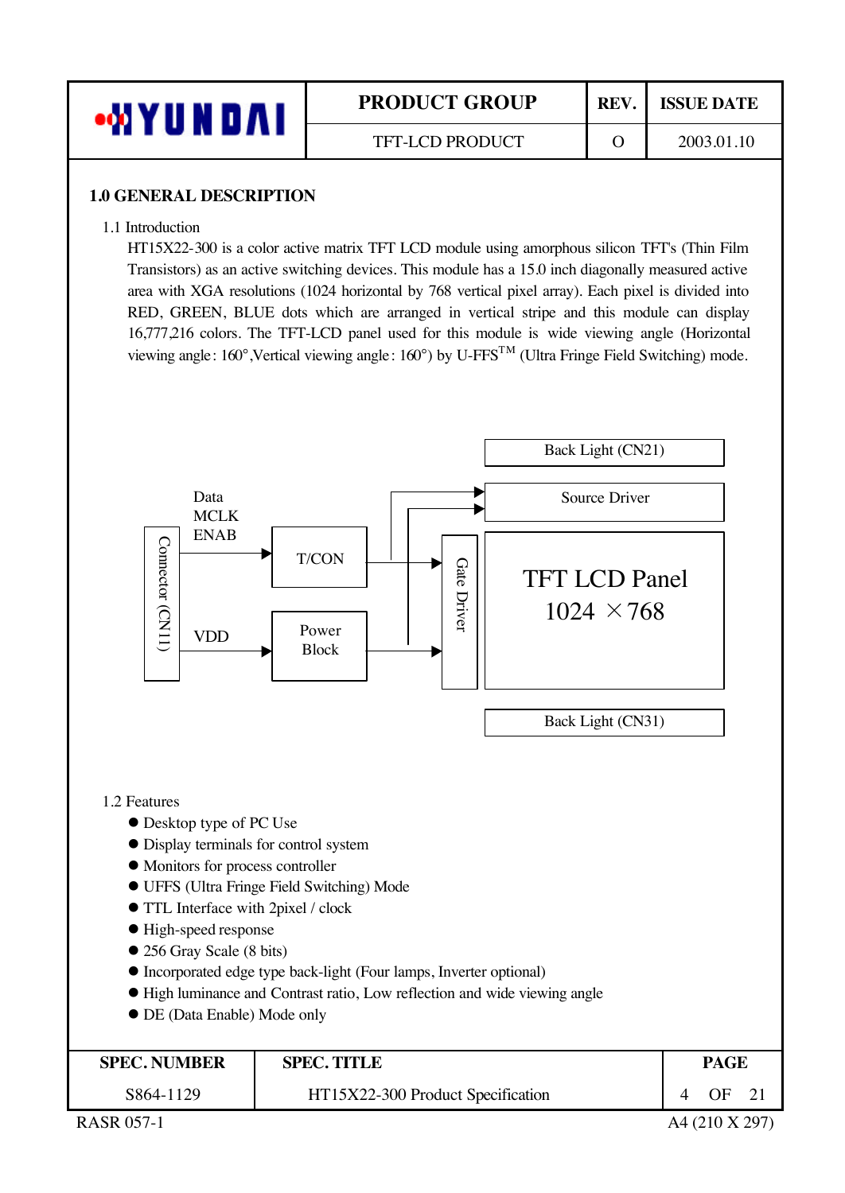## 1.0 GENERAL DESCRIPTION

### 1.1 Introduction

HT15X22-300 is a color active matrix TFT LCD module using amorphous silicon TFT's (Thin Film Transistors) as an active switching devices. This module has a 15.0 inch diagonally measured active area with XGA resolutions (1024 horizontal by 768 vertical pixel array). Each pixel is divided into RED, GREEN, BLUE dots which are arranged in vertical stripe and this module can display 16,777,216 colors. The TFT-LCD panel used for this module is wide viewing angle (Horizontal viewing angle : 160°,Vertical viewing angle : 160°) by U-FFS™ (Ultra Fringe Field Switching) mode.

Back Light (CN21)

Data
MCLK
ENAB

Source Driver

Connector (CN11)

T/CON

Gate Driver

TFT LCD Panel
1024 ×768

VDD

Power
Block

Back Light (CN31)

### 1.2 Features

- Desktop type of PC Use
- Display terminals for control system
- Monitors for process controller
- UFFS (Ultra Fringe Field Switching) Mode
- TTL Interface with 2pixel / clock
- High-speed response
- 256 Gray Scale (8 bits)
- Incorporated edge type back-light (Four lamps, Inverter optional)
- High luminance and Contrast ratio, Low reflection and wide viewing angle
- DE (Data Enable) Mode only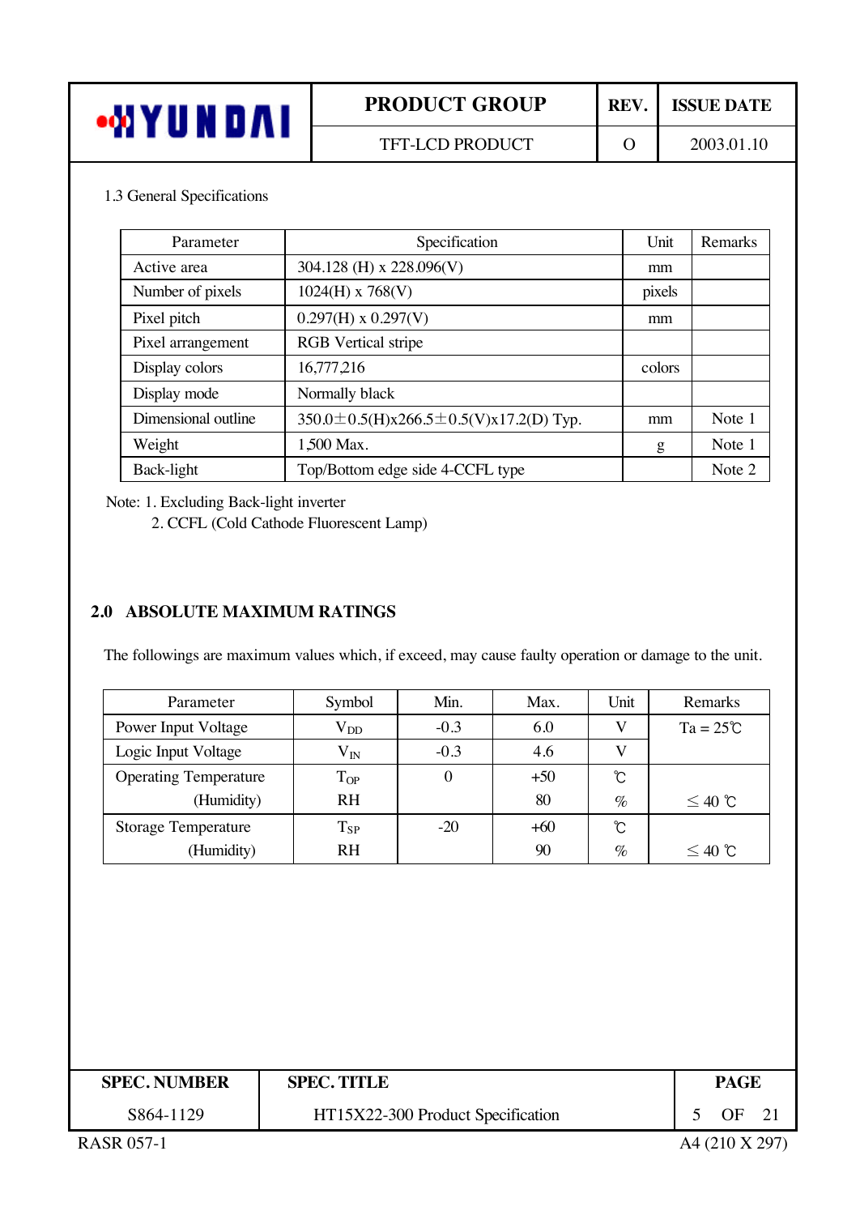1.3 General Specifications

| Parameter | Specification | Unit | Remarks |
|---|---|---|---|
| Active area | 304.128 (H) x 228.096(V) | mm | |
| Number of pixels | 1024(H) x 768(V) | pixels | |
| Pixel pitch | 0.297(H) x 0.297(V) | mm | |
| Pixel arrangement | RGB Vertical stripe | | |
| Display colors | 16,777,216 | colors | |
| Display mode | Normally black | | |
| Dimensional outline | 350.0±0.5(H)x266.5±0.5(V)x17.2(D) Typ. | mm | Note 1 |
| Weight | 1,500 Max. | g | Note 1 |
| Back-light | Top/Bottom edge side 4-CCFL type | | Note 2 |

Note: 1. Excluding Back-light inverter
2. CCFL (Cold Cathode Fluorescent Lamp)

## 2.0 ABSOLUTE MAXIMUM RATINGS

The followings are maximum values which, if exceed, may cause faulty operation or damage to the unit.

| Parameter | Symbol | Min. | Max. | Unit | Remarks |
|---|---|---|---|---|---|
| Power Input Voltage | $V_{DD}$ | -0.3 | 6.0 | V | Ta = 25℃ |
| Logic Input Voltage | $V_{IN}$ | -0.3 | 4.6 | V | |
| Operating Temperature | $T_{OP}$ | 0 | +50 | ℃ | |
| (Humidity) | RH | | 80 | % | ≤ 40 ℃ |
| Storage Temperature | $T_{SP}$ | -20 | +60 | ℃ | |
| (Humidity) | RH | | 90 | % | ≤ 40 ℃ |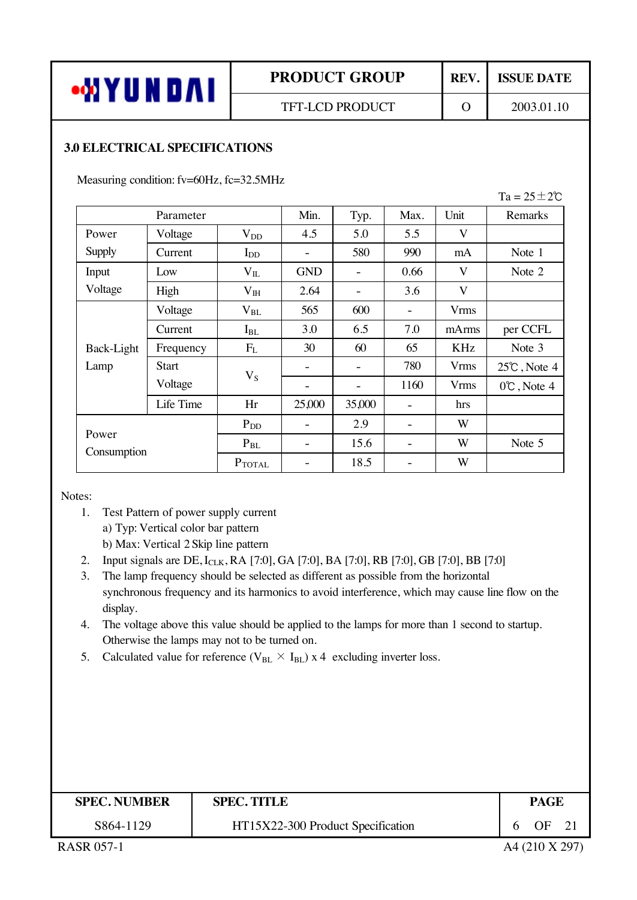## 3.0 ELECTRICAL SPECIFICATIONS

Measuring condition: fv=60Hz, fc=32.5MHz

Ta = 25±2℃

| Parameter | | | Min. | Typ. | Max. | Unit | Remarks |
|---|---|---|---|---|---|---|---|
| Power Supply | Voltage | $V_{DD}$ | 4.5 | 5.0 | 5.5 | V | |
| | Current | $I_{DD}$ | - | 580 | 990 | mA | Note 1 |
| Input Voltage | Low | $V_{IL}$ | GND | - | 0.66 | V | Note 2 |
| | High | $V_{IH}$ | 2.64 | - | 3.6 | V | |
| Back-Light Lamp | Voltage | $V_{BL}$ | 565 | 600 | - | Vrms | |
| | Current | $I_{BL}$ | 3.0 | 6.5 | 7.0 | mArms | per CCFL |
| | Frequency | $F_L$ | 30 | 60 | 65 | KHz | Note 3 |
| | Start Voltage | $V_S$ | - | - | 780 | Vrms | 25℃ , Note 4 |
| | | | - | - | 1160 | Vrms | 0℃ , Note 4 |
| | Life Time | Hr | 25,000 | 35,000 | - | hrs | |
| Power Consumption | | $P_{DD}$ | - | 2.9 | - | W | |
| | | $P_{BL}$ | - | 15.6 | - | W | Note 5 |
| | | $P_{TOTAL}$ | - | 18.5 | - | W | |

Notes:

1. Test Pattern of power supply current
   a) Typ: Vertical color bar pattern
   b) Max: Vertical 2 Skip line pattern
2. Input signals are DE, $I_{CLK}$, RA [7:0], GA [7:0], BA [7:0], RB [7:0], GB [7:0], BB [7:0]
3. The lamp frequency should be selected as different as possible from the horizontal synchronous frequency and its harmonics to avoid interference, which may cause line flow on the display.
4. The voltage above this value should be applied to the lamps for more than 1 second to startup. Otherwise the lamps may not to be turned on.
5. Calculated value for reference ($V_{BL} \times I_{BL}$) x 4 excluding inverter loss.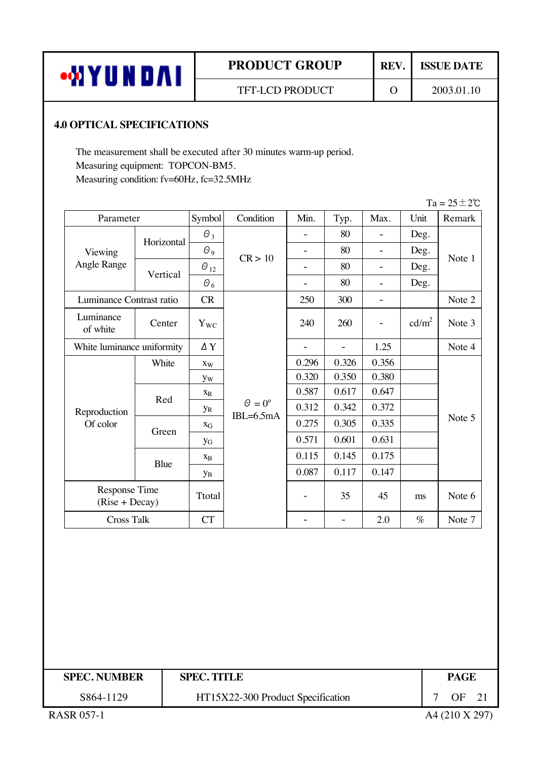## 4.0 OPTICAL SPECIFICATIONS

The measurement shall be executed after 30 minutes warm-up period.
Measuring equipment: TOPCON-BM5.
Measuring condition: fv=60Hz, fc=32.5MHz

Ta = 25±2℃

| Parameter | | Symbol | Condition | Min. | Typ. | Max. | Unit | Remark |
|---|---|---|---|---|---|---|---|---|
| Viewing Angle Range | Horizontal | $\theta_3$ | CR > 10 | - | 80 | - | Deg. | Note 1 |
| | | $\theta_9$ | | - | 80 | - | Deg. | |
| | Vertical | $\theta_{12}$ | | - | 80 | - | Deg. | |
| | | $\theta_6$ | | - | 80 | - | Deg. | |
| Luminance Contrast ratio | | CR | $\theta = 0°$ IBL=6.5mA | 250 | 300 | - | | Note 2 |
| Luminance of white | Center | $Y_{WC}$ | | 240 | 260 | - | cd/m$^2$ | Note 3 |
| White luminance uniformity | | ΔY | | - | - | 1.25 | | Note 4 |
| Reproduction Of color | White | $x_W$ | | 0.296 | 0.326 | 0.356 | | Note 5 |
| | | $y_W$ | | 0.320 | 0.350 | 0.380 | | |
| | Red | $x_R$ | | 0.587 | 0.617 | 0.647 | | |
| | | $y_R$ | | 0.312 | 0.342 | 0.372 | | |
| | Green | $x_G$ | | 0.275 | 0.305 | 0.335 | | |
| | | $y_G$ | | 0.571 | 0.601 | 0.631 | | |
| | Blue | $x_B$ | | 0.115 | 0.145 | 0.175 | | |
| | | $y_B$ | | 0.087 | 0.117 | 0.147 | | |
| Response Time (Rise + Decay) | | Ttotal | | - | 35 | 45 | ms | Note 6 |
| Cross Talk | | CT | | - | - | 2.0 | % | Note 7 |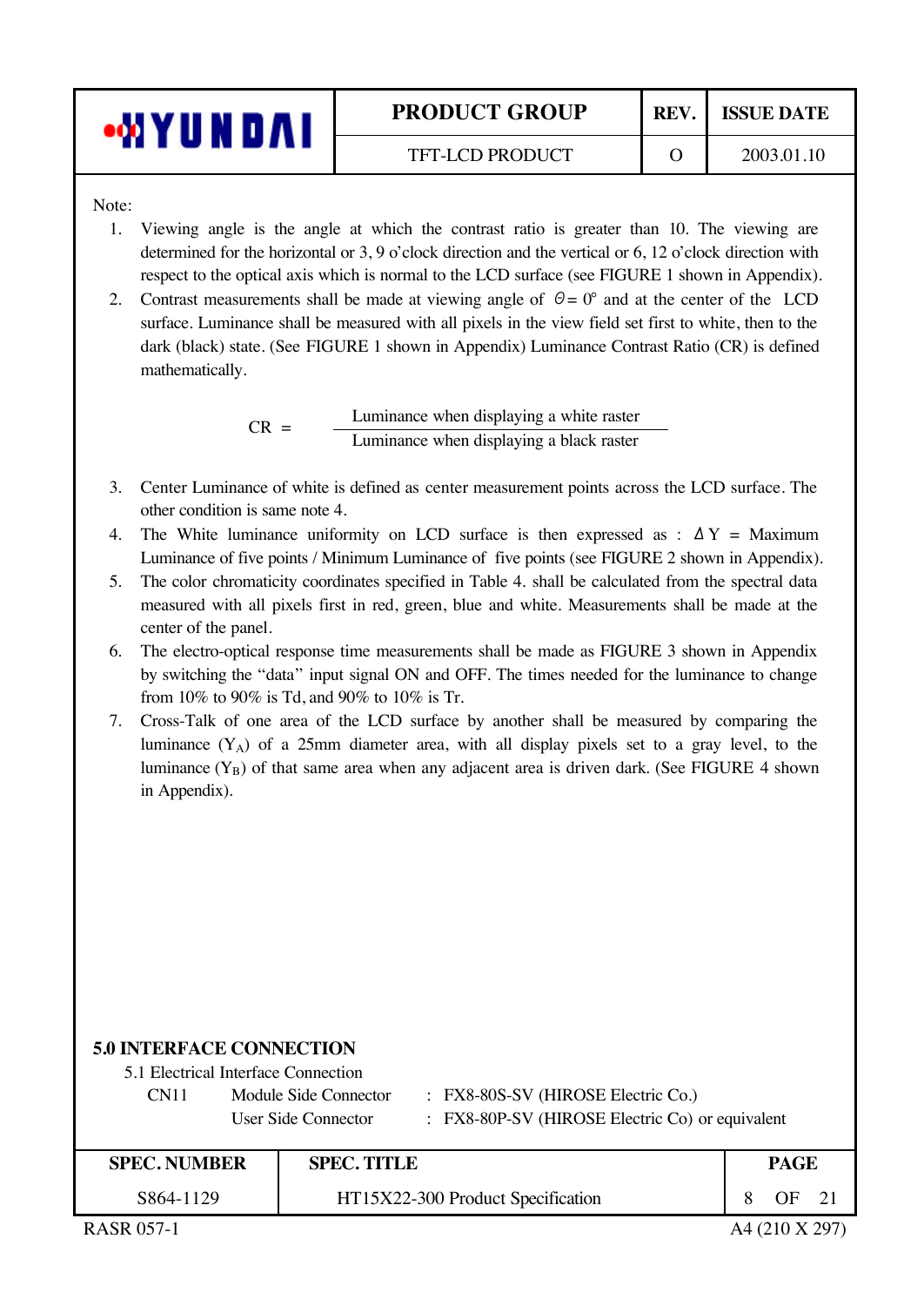Note:

1. Viewing angle is the angle at which the contrast ratio is greater than 10. The viewing are determined for the horizontal or 3, 9 o'clock direction and the vertical or 6, 12 o'clock direction with respect to the optical axis which is normal to the LCD surface (see FIGURE 1 shown in Appendix).
2. Contrast measurements shall be made at viewing angle of $\Theta = 0°$ and at the center of the LCD surface. Luminance shall be measured with all pixels in the view field set first to white, then to the dark (black) state. (See FIGURE 1 shown in Appendix) Luminance Contrast Ratio (CR) is defined mathematically.

$$CR = \frac{\text{Luminance when displaying a white raster}}{\text{Luminance when displaying a black raster}}$$

3. Center Luminance of white is defined as center measurement points across the LCD surface. The other condition is same note 4.
4. The White luminance uniformity on LCD surface is then expressed as : $\Delta Y$ = Maximum Luminance of five points / Minimum Luminance of five points (see FIGURE 2 shown in Appendix).
5. The color chromaticity coordinates specified in Table 4. shall be calculated from the spectral data measured with all pixels first in red, green, blue and white. Measurements shall be made at the center of the panel.
6. The electro-optical response time measurements shall be made as FIGURE 3 shown in Appendix by switching the "data" input signal ON and OFF. The times needed for the luminance to change from 10% to 90% is Td, and 90% to 10% is Tr.
7. Cross-Talk of one area of the LCD surface by another shall be measured by comparing the luminance ($Y_A$) of a 25mm diameter area, with all display pixels set to a gray level, to the luminance ($Y_B$) of that same area when any adjacent area is driven dark. (See FIGURE 4 shown in Appendix).

## 5.0 INTERFACE CONNECTION

5.1 Electrical Interface Connection

| | | | |
|---|---|---|---|
| CN11 | Module Side Connector | : | FX8-80S-SV (HIROSE Electric Co.) |
| | User Side Connector | : | FX8-80P-SV (HIROSE Electric Co) or equivalent |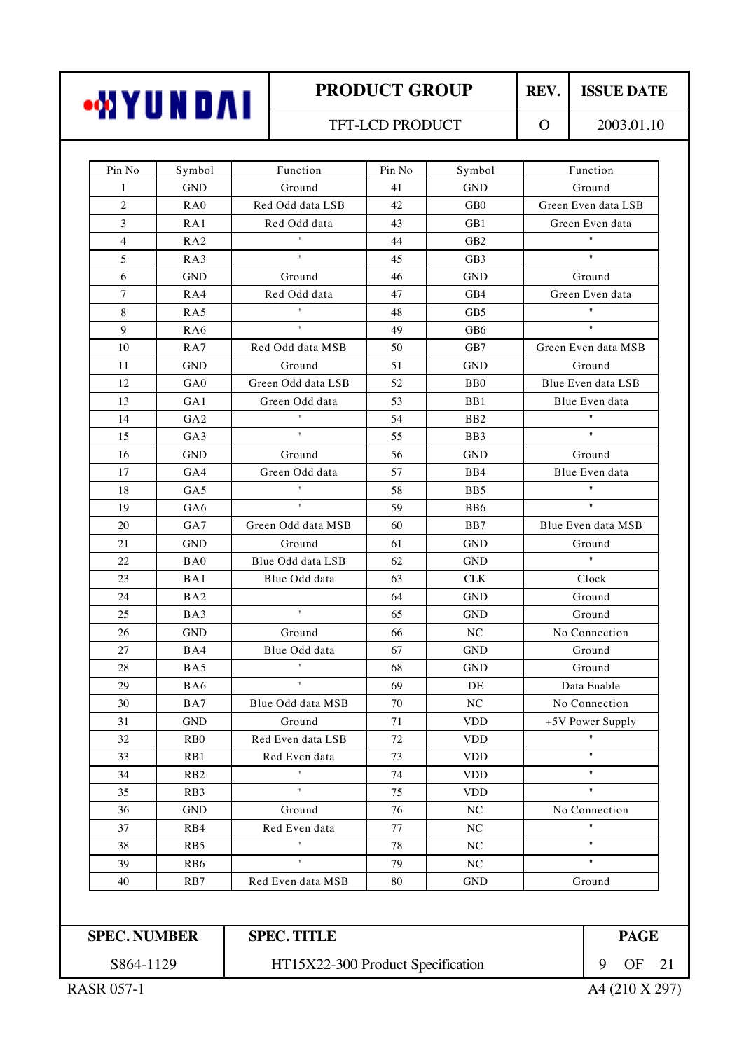| Pin No | Symbol | Function | Pin No | Symbol | Function |
|---|---|---|---|---|---|
| 1 | GND | Ground | 41 | GND | Ground |
| 2 | RA0 | Red Odd data LSB | 42 | GB0 | Green Even data LSB |
| 3 | RA1 | Red Odd data | 43 | GB1 | Green Even data |
| 4 | RA2 | " | 44 | GB2 | " |
| 5 | RA3 | " | 45 | GB3 | " |
| 6 | GND | Ground | 46 | GND | Ground |
| 7 | RA4 | Red Odd data | 47 | GB4 | Green Even data |
| 8 | RA5 | " | 48 | GB5 | " |
| 9 | RA6 | " | 49 | GB6 | " |
| 10 | RA7 | Red Odd data MSB | 50 | GB7 | Green Even data MSB |
| 11 | GND | Ground | 51 | GND | Ground |
| 12 | GA0 | Green Odd data LSB | 52 | BB0 | Blue Even data LSB |
| 13 | GA1 | Green Odd data | 53 | BB1 | Blue Even data |
| 14 | GA2 | " | 54 | BB2 | " |
| 15 | GA3 | " | 55 | BB3 | " |
| 16 | GND | Ground | 56 | GND | Ground |
| 17 | GA4 | Green Odd data | 57 | BB4 | Blue Even data |
| 18 | GA5 | " | 58 | BB5 | " |
| 19 | GA6 | " | 59 | BB6 | " |
| 20 | GA7 | Green Odd data MSB | 60 | BB7 | Blue Even data MSB |
| 21 | GND | Ground | 61 | GND | Ground |
| 22 | BA0 | Blue Odd data LSB | 62 | GND | " |
| 23 | BA1 | Blue Odd data | 63 | CLK | Clock |
| 24 | BA2 | | 64 | GND | Ground |
| 25 | BA3 | " | 65 | GND | Ground |
| 26 | GND | Ground | 66 | NC | No Connection |
| 27 | BA4 | Blue Odd data | 67 | GND | Ground |
| 28 | BA5 | " | 68 | GND | Ground |
| 29 | BA6 | " | 69 | DE | Data Enable |
| 30 | BA7 | Blue Odd data MSB | 70 | NC | No Connection |
| 31 | GND | Ground | 71 | VDD | +5V Power Supply |
| 32 | RB0 | Red Even data LSB | 72 | VDD | " |
| 33 | RB1 | Red Even data | 73 | VDD | " |
| 34 | RB2 | " | 74 | VDD | " |
| 35 | RB3 | " | 75 | VDD | " |
| 36 | GND | Ground | 76 | NC | No Connection |
| 37 | RB4 | Red Even data | 77 | NC | " |
| 38 | RB5 | " | 78 | NC | " |
| 39 | RB6 | " | 79 | NC | " |
| 40 | RB7 | Red Even data MSB | 80 | GND | Ground |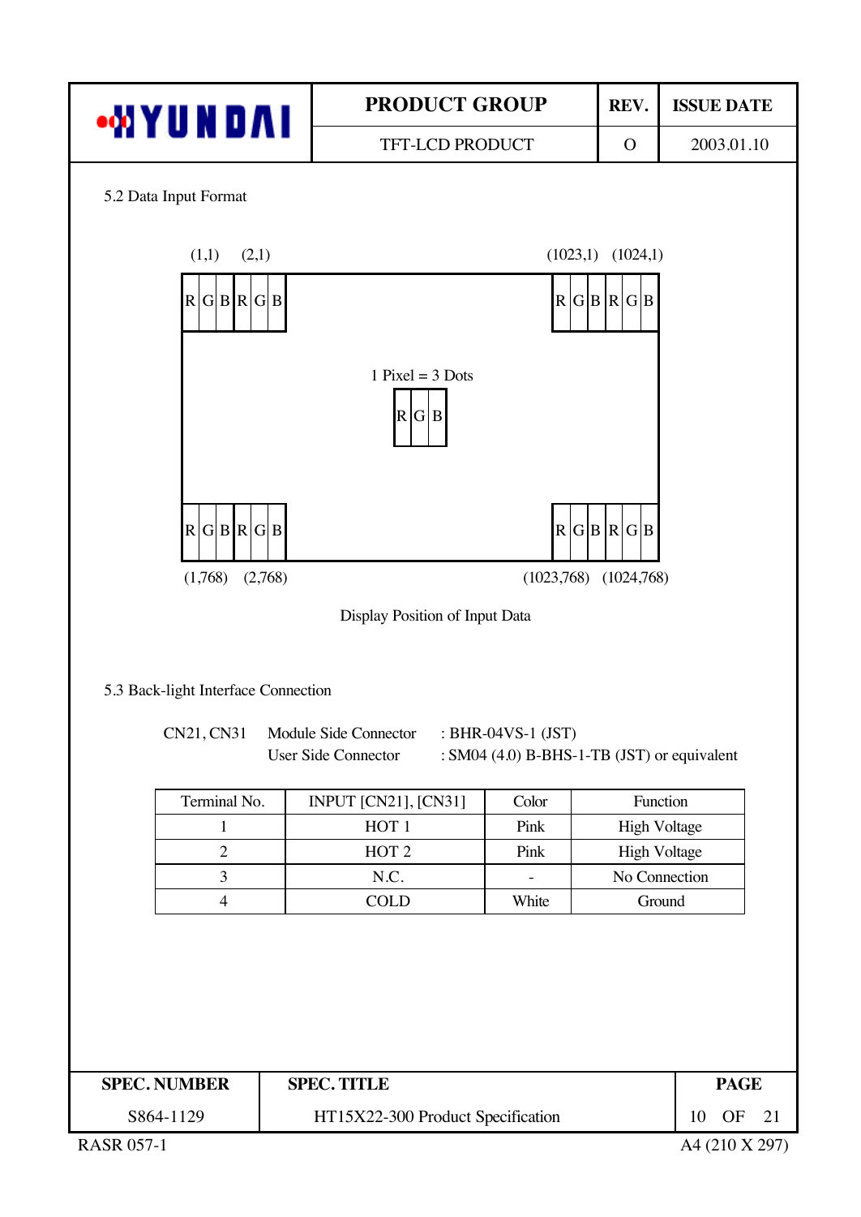## 5.2 Data Input Format

(1,1) (2,1) (1023,1) (1024,1)

R G B R G B ... R G B R G B

1 Pixel = 3 Dots

R G B

R G B R G B ... R G B R G B

(1,768) (2,768) (1023,768) (1024,768)

Display Position of Input Data

## 5.3 Back-light Interface Connection

CN21, CN31 Module Side Connector : BHR-04VS-1 (JST)

User Side Connector : SM04 (4.0) B-BHS-1-TB (JST) or equivalent

| Terminal No. | INPUT [CN21], [CN31] | Color | Function |
|---|---|---|---|
| 1 | HOT 1 | Pink | High Voltage |
| 2 | HOT 2 | Pink | High Voltage |
| 3 | N.C. | - | No Connection |
| 4 | COLD | White | Ground |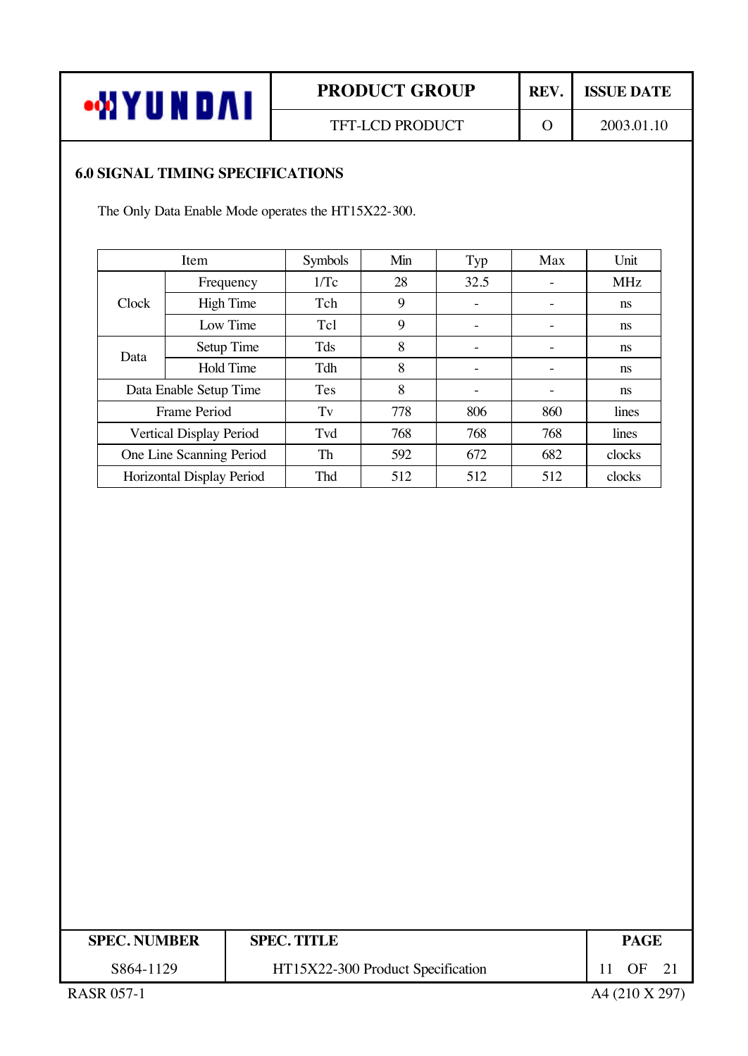## 6.0 SIGNAL TIMING SPECIFICATIONS

The Only Data Enable Mode operates the HT15X22-300.

| Item | | Symbols | Min | Typ | Max | Unit |
|---|---|---|---|---|---|---|
| Clock | Frequency | 1/Tc | 28 | 32.5 | - | MHz |
| | High Time | Tch | 9 | - | - | ns |
| | Low Time | Tcl | 9 | - | - | ns |
| Data | Setup Time | Tds | 8 | - | - | ns |
| | Hold Time | Tdh | 8 | - | - | ns |
| Data Enable Setup Time | | Tes | 8 | - | - | ns |
| Frame Period | | Tv | 778 | 806 | 860 | lines |
| Vertical Display Period | | Tvd | 768 | 768 | 768 | lines |
| One Line Scanning Period | | Th | 592 | 672 | 682 | clocks |
| Horizontal Display Period | | Thd | 512 | 512 | 512 | clocks |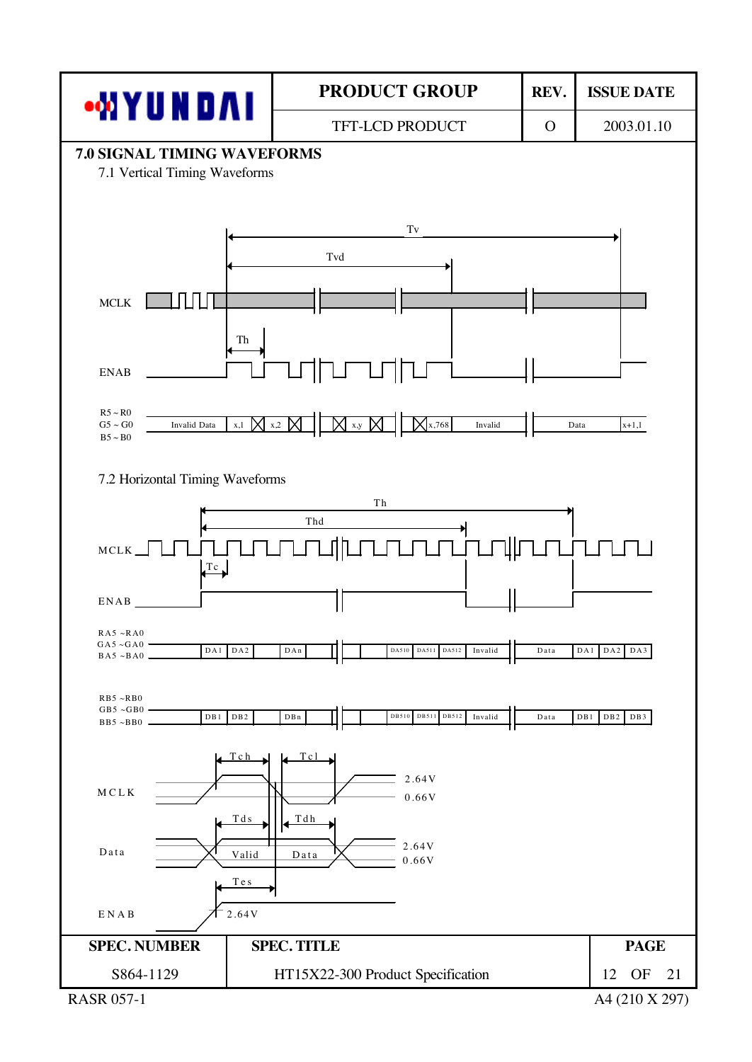## 7.0 SIGNAL TIMING WAVEFORMS

### 7.1 Vertical Timing Waveforms

Tv

Tvd

MCLK

Th

ENAB

R5 ~ R0
G5 ~ G0
B5 ~ B0

Invalid Data | x,1 | x,2 | x,y | x,768 | Invalid | Data | x+1,1

### 7.2 Horizontal Timing Waveforms

Th

Thd

MCLK

Tc

ENAB

RA5 ~RA0
GA5 ~GA0
BA5 ~BA0

DA1 | DA2 | DAn | DA510 | DA511 | DA512 | Invalid | Data | DA1 | DA2 | DA3

RB5 ~RB0
GB5 ~GB0
BB5 ~BB0

DB1 | DB2 | DBn | DB510 | DB511 | DB512 | Invalid | Data | DB1 | DB2 | DB3

Tch Tcl

MCLK 2.64V 0.66V

Tds Tdh

Data Valid Data 2.64V 0.66V

Tes

ENAB 2.64V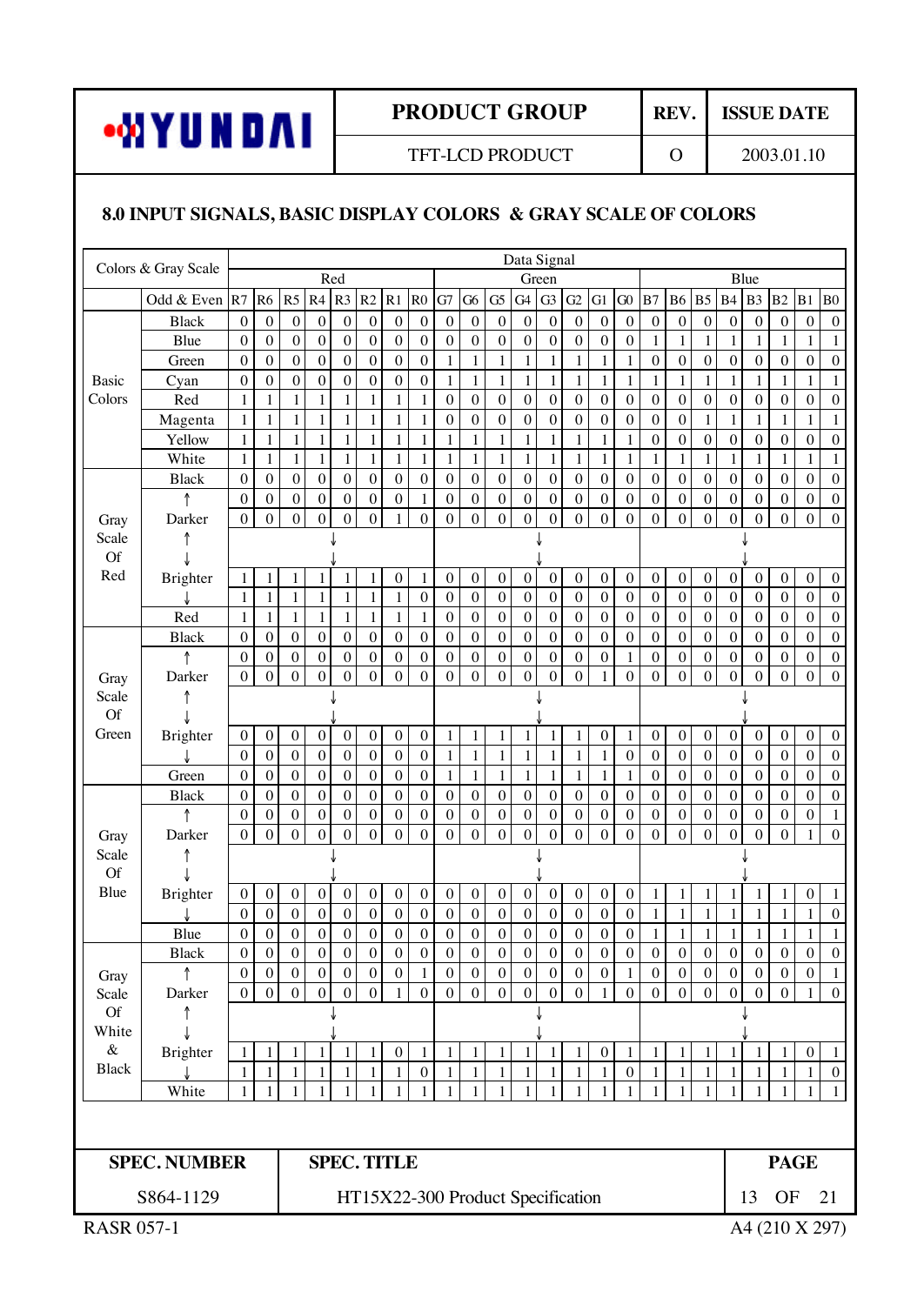## 8.0 INPUT SIGNALS, BASIC DISPLAY COLORS & GRAY SCALE OF COLORS

| Colors & Gray Scale | | Data Signal | | | | | | | | | | | | | | | | | | | | | | | |
|---|---|---|---|---|---|---|---|---|---|---|---|---|---|---|---|---|---|---|---|---|---|---|---|---|---|
| | | Red | | | | | | | | Green | | | | | | | | Blue | | | | | | | |
| | Odd & Even | R7 | R6 | R5 | R4 | R3 | R2 | R1 | R0 | G7 | G6 | G5 | G4 | G3 | G2 | G1 | G0 | B7 | B6 | B5 | B4 | B3 | B2 | B1 | B0 |
| Basic Colors | Black | 0 | 0 | 0 | 0 | 0 | 0 | 0 | 0 | 0 | 0 | 0 | 0 | 0 | 0 | 0 | 0 | 0 | 0 | 0 | 0 | 0 | 0 | 0 | 0 |
| | Blue | 0 | 0 | 0 | 0 | 0 | 0 | 0 | 0 | 0 | 0 | 0 | 0 | 0 | 0 | 0 | 0 | 1 | 1 | 1 | 1 | 1 | 1 | 1 | 1 |
| | Green | 0 | 0 | 0 | 0 | 0 | 0 | 0 | 0 | 1 | 1 | 1 | 1 | 1 | 1 | 1 | 1 | 0 | 0 | 0 | 0 | 0 | 0 | 0 | 0 |
| | Cyan | 0 | 0 | 0 | 0 | 0 | 0 | 0 | 0 | 1 | 1 | 1 | 1 | 1 | 1 | 1 | 1 | 1 | 1 | 1 | 1 | 1 | 1 | 1 | 1 |
| | Red | 1 | 1 | 1 | 1 | 1 | 1 | 1 | 1 | 0 | 0 | 0 | 0 | 0 | 0 | 0 | 0 | 0 | 0 | 0 | 0 | 0 | 0 | 0 | 0 |
| | Magenta | 1 | 1 | 1 | 1 | 1 | 1 | 1 | 1 | 0 | 0 | 0 | 0 | 0 | 0 | 0 | 0 | 0 | 0 | 1 | 1 | 1 | 1 | 1 | 1 |
| | Yellow | 1 | 1 | 1 | 1 | 1 | 1 | 1 | 1 | 1 | 1 | 1 | 1 | 1 | 1 | 1 | 1 | 0 | 0 | 0 | 0 | 0 | 0 | 0 | 0 |
| | White | 1 | 1 | 1 | 1 | 1 | 1 | 1 | 1 | 1 | 1 | 1 | 1 | 1 | 1 | 1 | 1 | 1 | 1 | 1 | 1 | 1 | 1 | 1 | 1 |
| Gray Scale Of Red | Black | 0 | 0 | 0 | 0 | 0 | 0 | 0 | 0 | 0 | 0 | 0 | 0 | 0 | 0 | 0 | 0 | 0 | 0 | 0 | 0 | 0 | 0 | 0 | 0 |
| | ↑ | 0 | 0 | 0 | 0 | 0 | 0 | 0 | 1 | 0 | 0 | 0 | 0 | 0 | 0 | 0 | 0 | 0 | 0 | 0 | 0 | 0 | 0 | 0 | 0 |
| | Darker | 0 | 0 | 0 | 0 | 0 | 0 | 1 | 0 | 0 | 0 | 0 | 0 | 0 | 0 | 0 | 0 | 0 | 0 | 0 | 0 | 0 | 0 | 0 | 0 |
| | ↑ ↓ | | | | | ↓ | | | | | | | | ↓ | | | | | | | | ↓ | | | |
| | Brighter | 1 | 1 | 1 | 1 | 1 | 1 | 0 | 1 | 0 | 0 | 0 | 0 | 0 | 0 | 0 | 0 | 0 | 0 | 0 | 0 | 0 | 0 | 0 | 0 |
| | ↓ | 1 | 1 | 1 | 1 | 1 | 1 | 1 | 0 | 0 | 0 | 0 | 0 | 0 | 0 | 0 | 0 | 0 | 0 | 0 | 0 | 0 | 0 | 0 | 0 |
| | Red | 1 | 1 | 1 | 1 | 1 | 1 | 1 | 1 | 0 | 0 | 0 | 0 | 0 | 0 | 0 | 0 | 0 | 0 | 0 | 0 | 0 | 0 | 0 | 0 |
| Gray Scale Of Green | Black | 0 | 0 | 0 | 0 | 0 | 0 | 0 | 0 | 0 | 0 | 0 | 0 | 0 | 0 | 0 | 0 | 0 | 0 | 0 | 0 | 0 | 0 | 0 | 0 |
| | ↑ | 0 | 0 | 0 | 0 | 0 | 0 | 0 | 0 | 0 | 0 | 0 | 0 | 0 | 0 | 0 | 1 | 0 | 0 | 0 | 0 | 0 | 0 | 0 | 0 |
| | Darker | 0 | 0 | 0 | 0 | 0 | 0 | 0 | 0 | 0 | 0 | 0 | 0 | 0 | 0 | 1 | 0 | 0 | 0 | 0 | 0 | 0 | 0 | 0 | 0 |
| | ↑ ↓ | | | | | ↓ | | | | | | | | ↓ | | | | | | | | ↓ | | | |
| | Brighter | 0 | 0 | 0 | 0 | 0 | 0 | 0 | 0 | 1 | 1 | 1 | 1 | 1 | 1 | 0 | 1 | 0 | 0 | 0 | 0 | 0 | 0 | 0 | 0 |
| | ↓ | 0 | 0 | 0 | 0 | 0 | 0 | 0 | 0 | 1 | 1 | 1 | 1 | 1 | 1 | 1 | 0 | 0 | 0 | 0 | 0 | 0 | 0 | 0 | 0 |
| | Green | 0 | 0 | 0 | 0 | 0 | 0 | 0 | 0 | 1 | 1 | 1 | 1 | 1 | 1 | 1 | 1 | 0 | 0 | 0 | 0 | 0 | 0 | 0 | 0 |
| Gray Scale Of Blue | Black | 0 | 0 | 0 | 0 | 0 | 0 | 0 | 0 | 0 | 0 | 0 | 0 | 0 | 0 | 0 | 0 | 0 | 0 | 0 | 0 | 0 | 0 | 0 | 0 |
| | ↑ | 0 | 0 | 0 | 0 | 0 | 0 | 0 | 0 | 0 | 0 | 0 | 0 | 0 | 0 | 0 | 0 | 0 | 0 | 0 | 0 | 0 | 0 | 0 | 1 |
| | Darker | 0 | 0 | 0 | 0 | 0 | 0 | 0 | 0 | 0 | 0 | 0 | 0 | 0 | 0 | 0 | 0 | 0 | 0 | 0 | 0 | 0 | 0 | 1 | 0 |
| | ↑ ↓ | | | | | ↓ | | | | | | | | ↓ | | | | | | | | ↓ | | | |
| | Brighter | 0 | 0 | 0 | 0 | 0 | 0 | 0 | 0 | 0 | 0 | 0 | 0 | 0 | 0 | 0 | 0 | 1 | 1 | 1 | 1 | 1 | 1 | 0 | 1 |
| | ↓ | 0 | 0 | 0 | 0 | 0 | 0 | 0 | 0 | 0 | 0 | 0 | 0 | 0 | 0 | 0 | 0 | 1 | 1 | 1 | 1 | 1 | 1 | 1 | 0 |
| | Blue | 0 | 0 | 0 | 0 | 0 | 0 | 0 | 0 | 0 | 0 | 0 | 0 | 0 | 0 | 0 | 0 | 1 | 1 | 1 | 1 | 1 | 1 | 1 | 1 |
| Gray Scale Of White & Black | Black | 0 | 0 | 0 | 0 | 0 | 0 | 0 | 0 | 0 | 0 | 0 | 0 | 0 | 0 | 0 | 0 | 0 | 0 | 0 | 0 | 0 | 0 | 0 | 0 |
| | ↑ | 0 | 0 | 0 | 0 | 0 | 0 | 0 | 1 | 0 | 0 | 0 | 0 | 0 | 0 | 0 | 1 | 0 | 0 | 0 | 0 | 0 | 0 | 0 | 1 |
| | Darker | 0 | 0 | 0 | 0 | 0 | 0 | 1 | 0 | 0 | 0 | 0 | 0 | 0 | 0 | 1 | 0 | 0 | 0 | 0 | 0 | 0 | 0 | 1 | 0 |
| | ↑ ↓ | | | | | ↓ | | | | | | | | ↓ | | | | | | | | ↓ | | | |
| | Brighter | 1 | 1 | 1 | 1 | 1 | 1 | 0 | 1 | 1 | 1 | 1 | 1 | 1 | 1 | 0 | 1 | 1 | 1 | 1 | 1 | 1 | 1 | 0 | 1 |
| | ↓ | 1 | 1 | 1 | 1 | 1 | 1 | 1 | 0 | 1 | 1 | 1 | 1 | 1 | 1 | 1 | 0 | 1 | 1 | 1 | 1 | 1 | 1 | 1 | 0 |
| | White | 1 | 1 | 1 | 1 | 1 | 1 | 1 | 1 | 1 | 1 | 1 | 1 | 1 | 1 | 1 | 1 | 1 | 1 | 1 | 1 | 1 | 1 | 1 | 1 |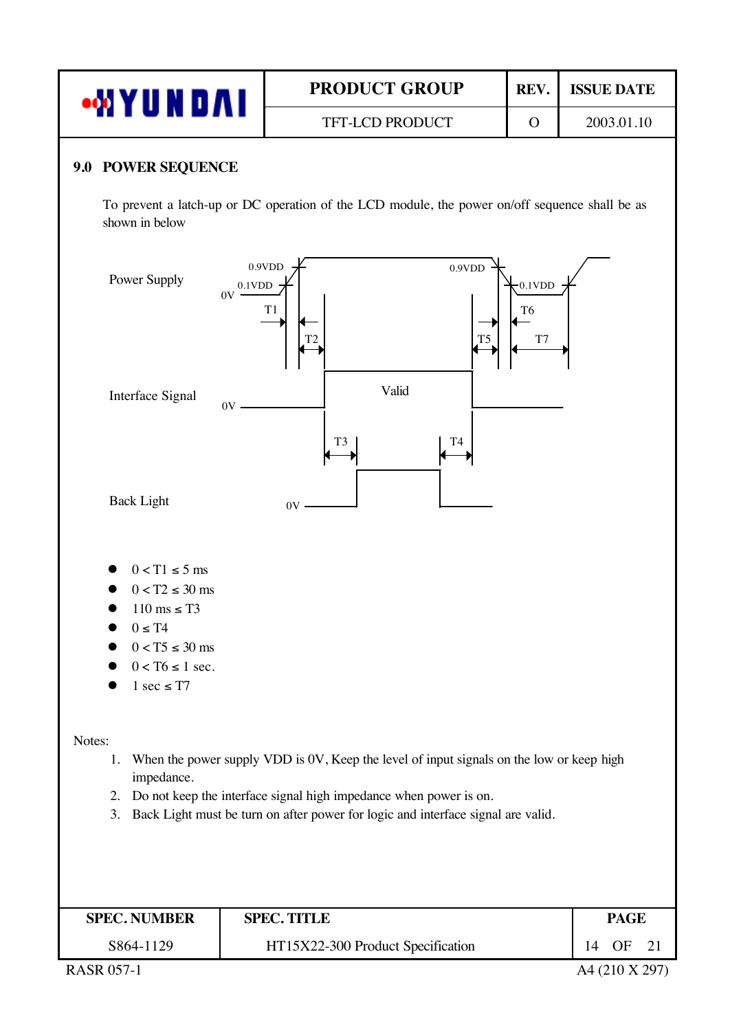## 9.0 POWER SEQUENCE

To prevent a latch-up or DC operation of the LCD module, the power on/off sequence shall be as shown in below

Power Supply — 0.9VDD, 0.1VDD, 0V, T1, T2, T5, T6, T7

Interface Signal — 0V, Valid, T3, T4

Back Light — 0V

- $0 < T1 \le 5$ ms
- $0 < T2 \le 30$ ms
- $110$ ms $\le T3$
- $0 \le T4$
- $0 < T5 \le 30$ ms
- $0 < T6 \le 1$ sec.
- $1$ sec $\le T7$

Notes:

1. When the power supply VDD is 0V, Keep the level of input signals on the low or keep high impedance.
2. Do not keep the interface signal high impedance when power is on.
3. Back Light must be turn on after power for logic and interface signal are valid.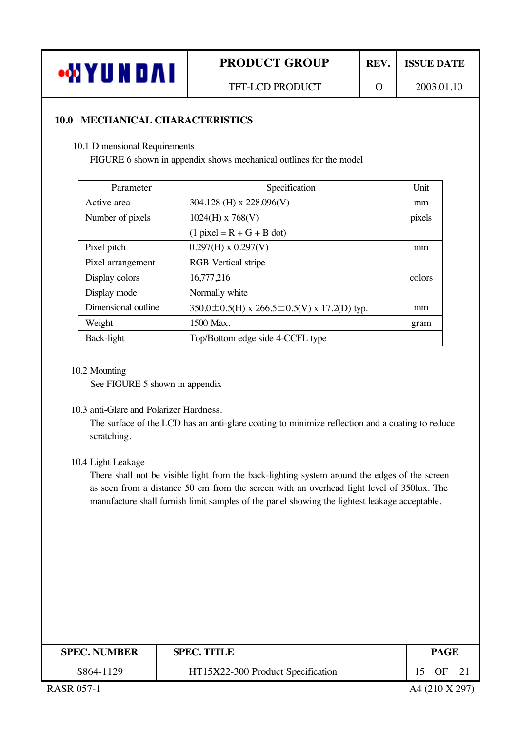## 10.0 MECHANICAL CHARACTERISTICS

### 10.1 Dimensional Requirements

FIGURE 6 shown in appendix shows mechanical outlines for the model

| Parameter | Specification | Unit |
|---|---|---|
| Active area | 304.128 (H) x 228.096(V) | mm |
| Number of pixels | 1024(H) x 768(V) | pixels |
| | (1 pixel = R + G + B dot) | |
| Pixel pitch | 0.297(H) x 0.297(V) | mm |
| Pixel arrangement | RGB Vertical stripe | |
| Display colors | 16,777,216 | colors |
| Display mode | Normally white | |
| Dimensional outline | 350.0±0.5(H) x 266.5±0.5(V) x 17.2(D) typ. | mm |
| Weight | 1500 Max. | gram |
| Back-light | Top/Bottom edge side 4-CCFL type | |

### 10.2 Mounting

See FIGURE 5 shown in appendix

### 10.3 anti-Glare and Polarizer Hardness.

The surface of the LCD has an anti-glare coating to minimize reflection and a coating to reduce scratching.

### 10.4 Light Leakage

There shall not be visible light from the back-lighting system around the edges of the screen as seen from a distance 50 cm from the screen with an overhead light level of 350lux. The manufacture shall furnish limit samples of the panel showing the lightest leakage acceptable.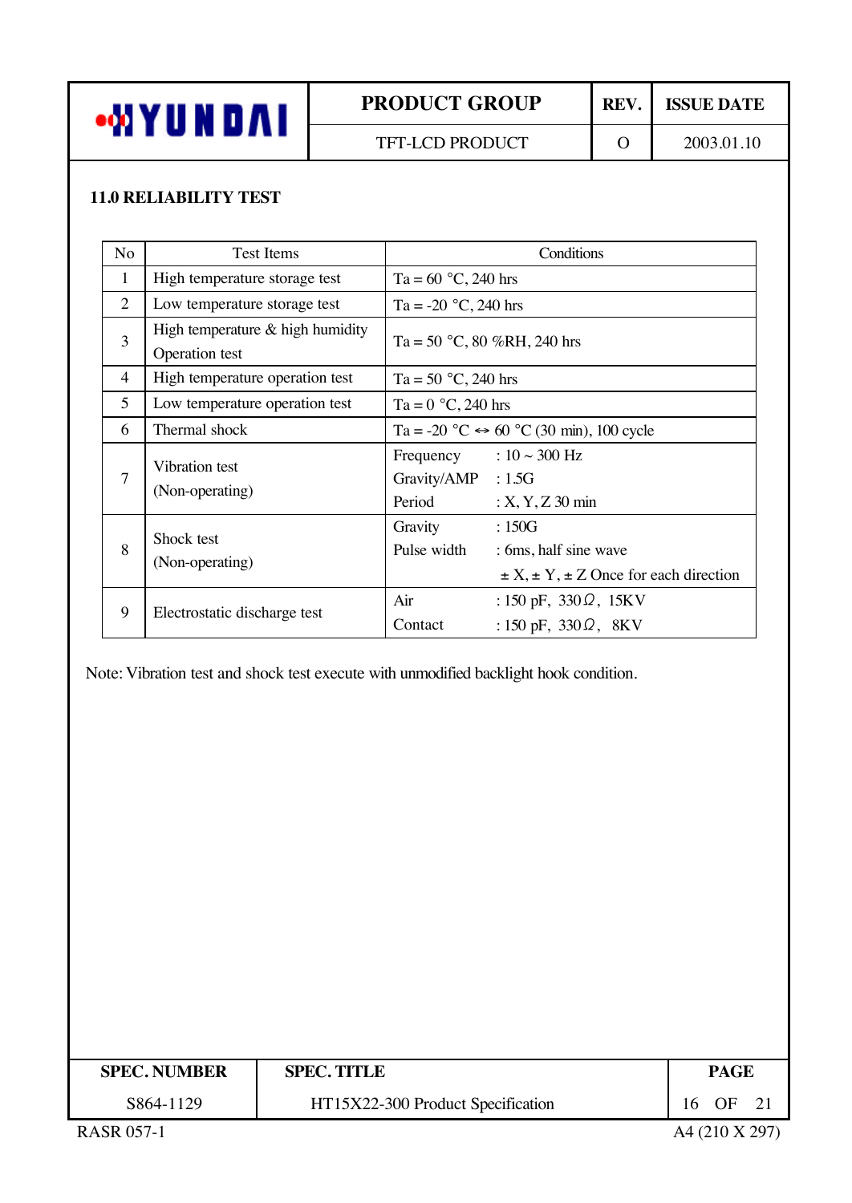## 11.0 RELIABILITY TEST

| No | Test Items | Conditions |
|---|---|---|
| 1 | High temperature storage test | Ta = 60 °C, 240 hrs |
| 2 | Low temperature storage test | Ta = -20 °C, 240 hrs |
| 3 | High temperature & high humidity Operation test | Ta = 50 °C, 80 %RH, 240 hrs |
| 4 | High temperature operation test | Ta = 50 °C, 240 hrs |
| 5 | Low temperature operation test | Ta = 0 °C, 240 hrs |
| 6 | Thermal shock | Ta = -20 °C ↔ 60 °C (30 min), 100 cycle |
| 7 | Vibration test (Non-operating) | Frequency : 10 ~ 300 Hz<br>Gravity/AMP : 1.5G<br>Period : X, Y, Z 30 min |
| 8 | Shock test (Non-operating) | Gravity : 150G<br>Pulse width : 6ms, half sine wave<br>± X, ± Y, ± Z Once for each direction |
| 9 | Electrostatic discharge test | Air : 150 pF, 330Ω, 15KV<br>Contact : 150 pF, 330Ω, 8KV |

Note: Vibration test and shock test execute with unmodified backlight hook condition.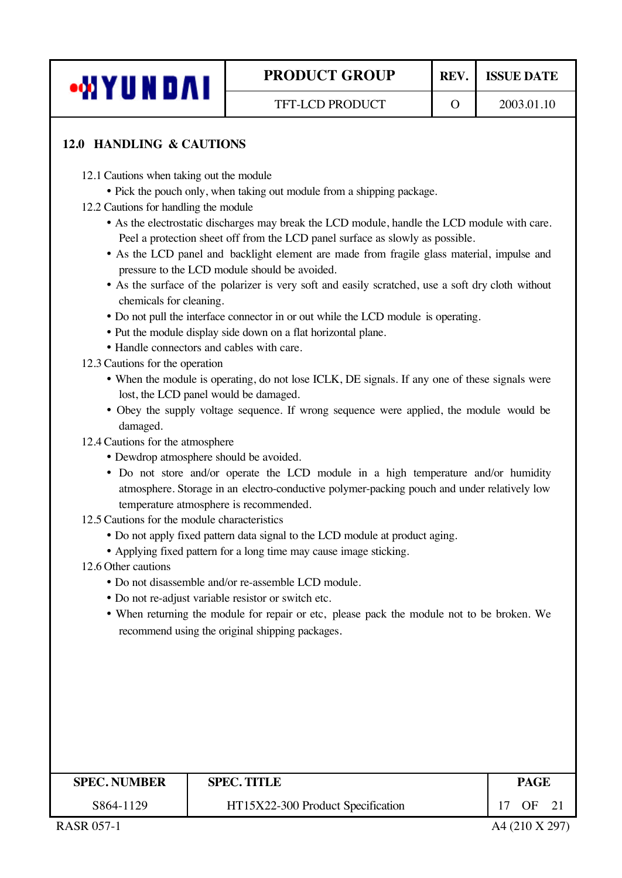## 12.0 HANDLING & CAUTIONS

12.1 Cautions when taking out the module

- Pick the pouch only, when taking out module from a shipping package.

12.2 Cautions for handling the module

- As the electrostatic discharges may break the LCD module, handle the LCD module with care. Peel a protection sheet off from the LCD panel surface as slowly as possible.
- As the LCD panel and backlight element are made from fragile glass material, impulse and pressure to the LCD module should be avoided.
- As the surface of the polarizer is very soft and easily scratched, use a soft dry cloth without chemicals for cleaning.
- Do not pull the interface connector in or out while the LCD module is operating.
- Put the module display side down on a flat horizontal plane.
- Handle connectors and cables with care.

12.3 Cautions for the operation

- When the module is operating, do not lose ICLK, DE signals. If any one of these signals were lost, the LCD panel would be damaged.
- Obey the supply voltage sequence. If wrong sequence were applied, the module would be damaged.

12.4 Cautions for the atmosphere

- Dewdrop atmosphere should be avoided.
- Do not store and/or operate the LCD module in a high temperature and/or humidity atmosphere. Storage in an electro-conductive polymer-packing pouch and under relatively low temperature atmosphere is recommended.

12.5 Cautions for the module characteristics

- Do not apply fixed pattern data signal to the LCD module at product aging.
- Applying fixed pattern for a long time may cause image sticking.

12.6 Other cautions

- Do not disassemble and/or re-assemble LCD module.
- Do not re-adjust variable resistor or switch etc.
- When returning the module for repair or etc, please pack the module not to be broken. We recommend using the original shipping packages.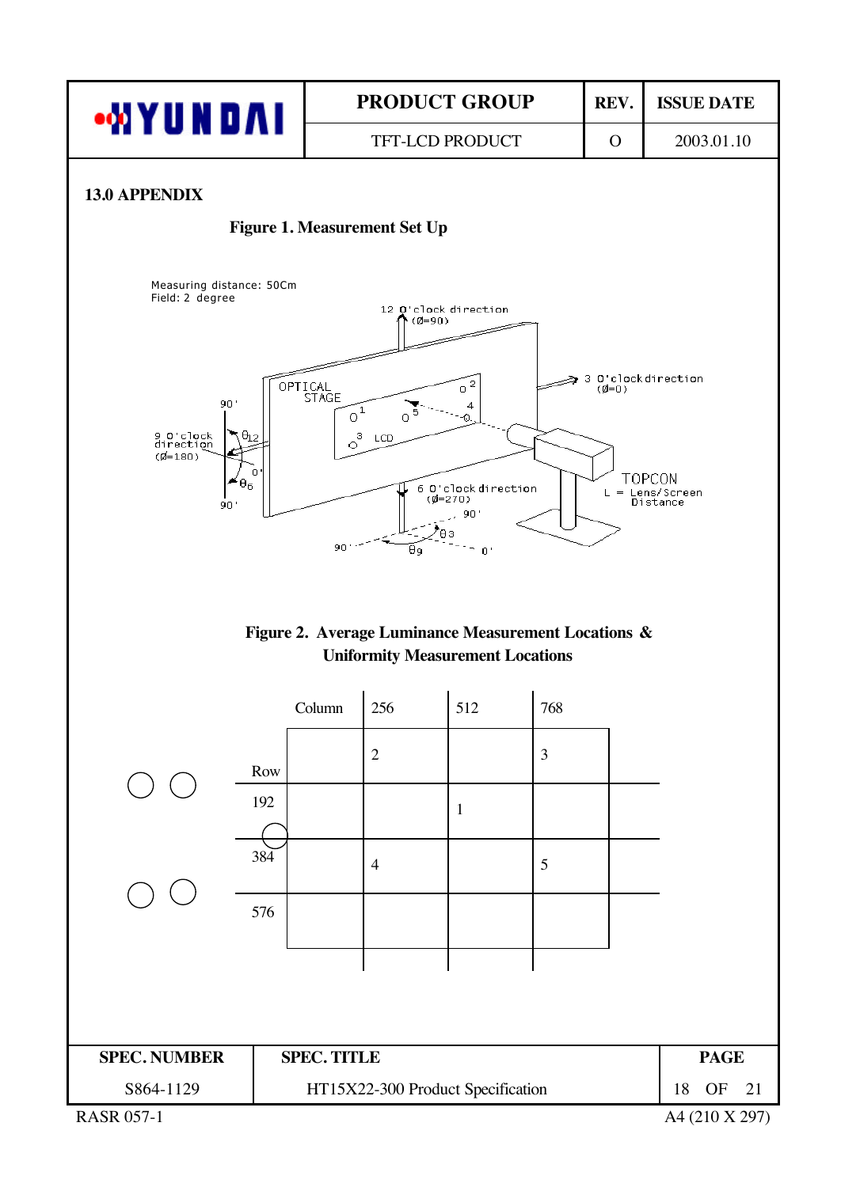## 13.0 APPENDIX

**Figure 1. Measurement Set Up**

Measuring distance: 50Cm
Field: 2 degree

12 O'clock direction (Ø=90)

3 O'clock direction (Ø=0)

9 O'clock direction (Ø=180)

6 O'clock direction (Ø=270)

OPTICAL STAGE

LCD

TOPCON

L = Lens/Screen Distance

**Figure 2. Average Luminance Measurement Locations & Uniformity Measurement Locations**

| Row \ Column | 256 | 512 | 768 |
|---|---|---|---|
| | 2 | | 3 |
| 192 | | 1 | |
| 384 | 4 | | 5 |
| 576 | | | |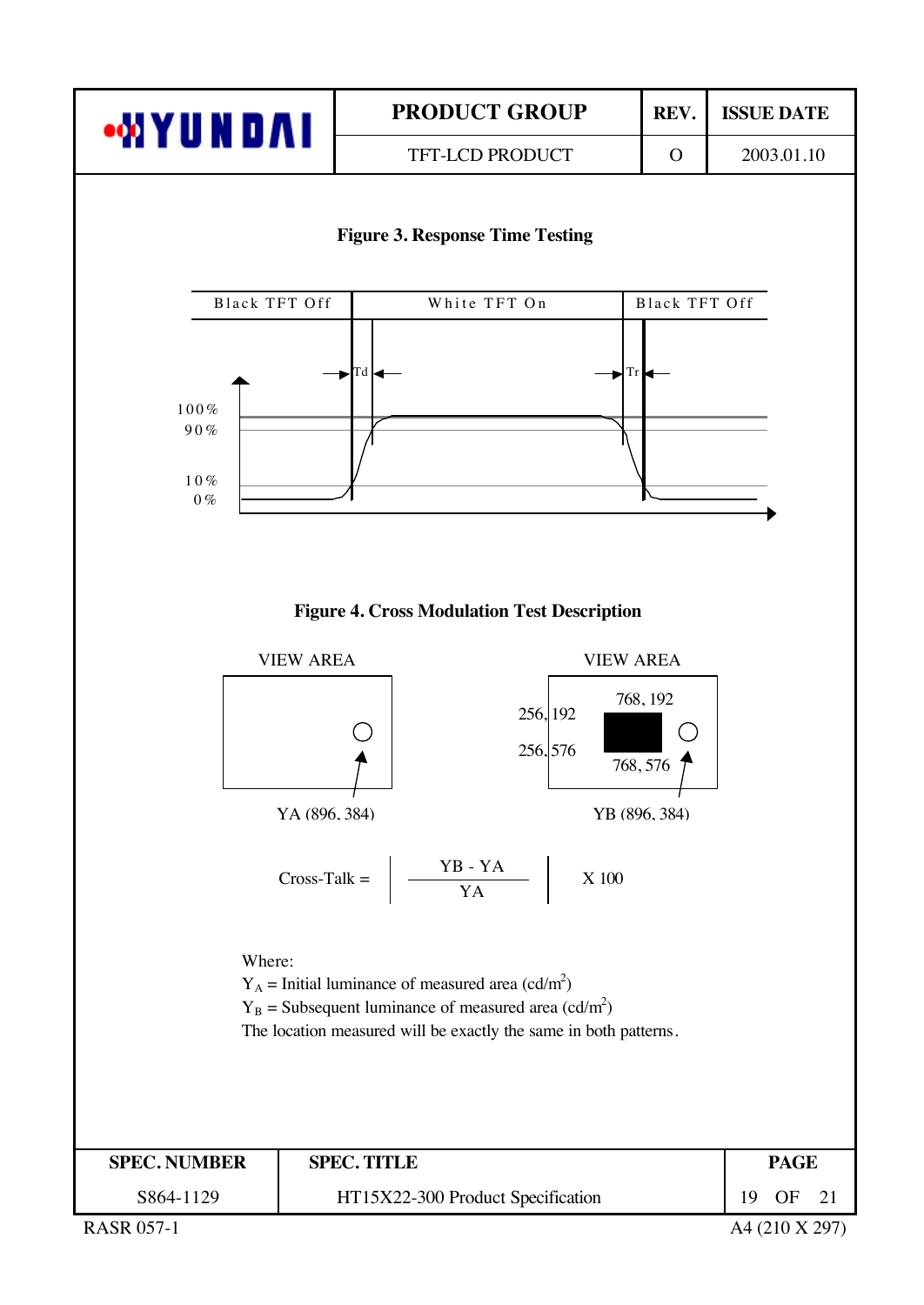**Figure 3. Response Time Testing**

Black TFT Off | White TFT On | Black TFT Off

Td    Tr

100%
90%

10%
0%

**Figure 4. Cross Modulation Test Description**

VIEW AREA

YA (896, 384)

VIEW AREA

256, 192    768, 192

256, 576    768, 576

YB (896, 384)

$$\text{Cross-Talk} = \left| \frac{YB - YA}{YA} \right| \times 100$$

Where:
$Y_A$ = Initial luminance of measured area (cd/m$^2$)
$Y_B$ = Subsequent luminance of measured area (cd/m$^2$)
The location measured will be exactly the same in both patterns.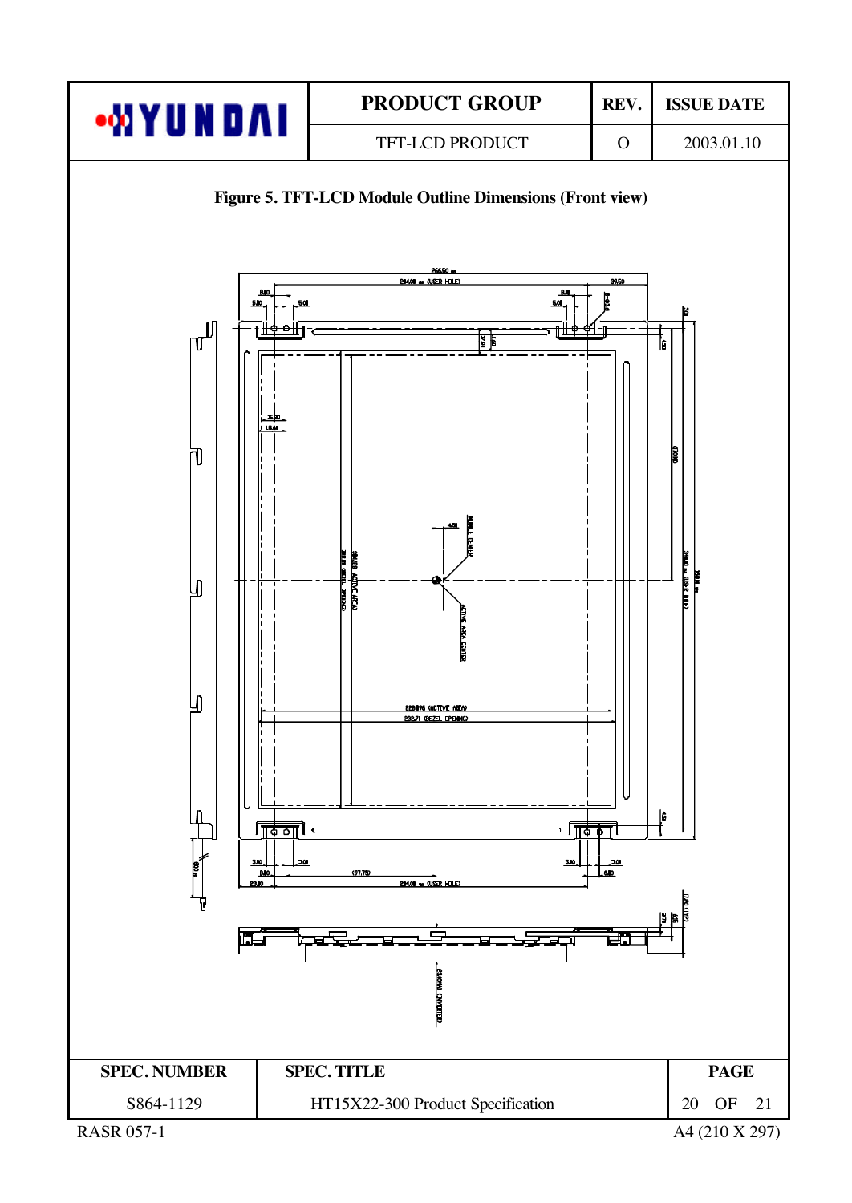**Figure 5. TFT-LCD Module Outline Dimensions (Front view)**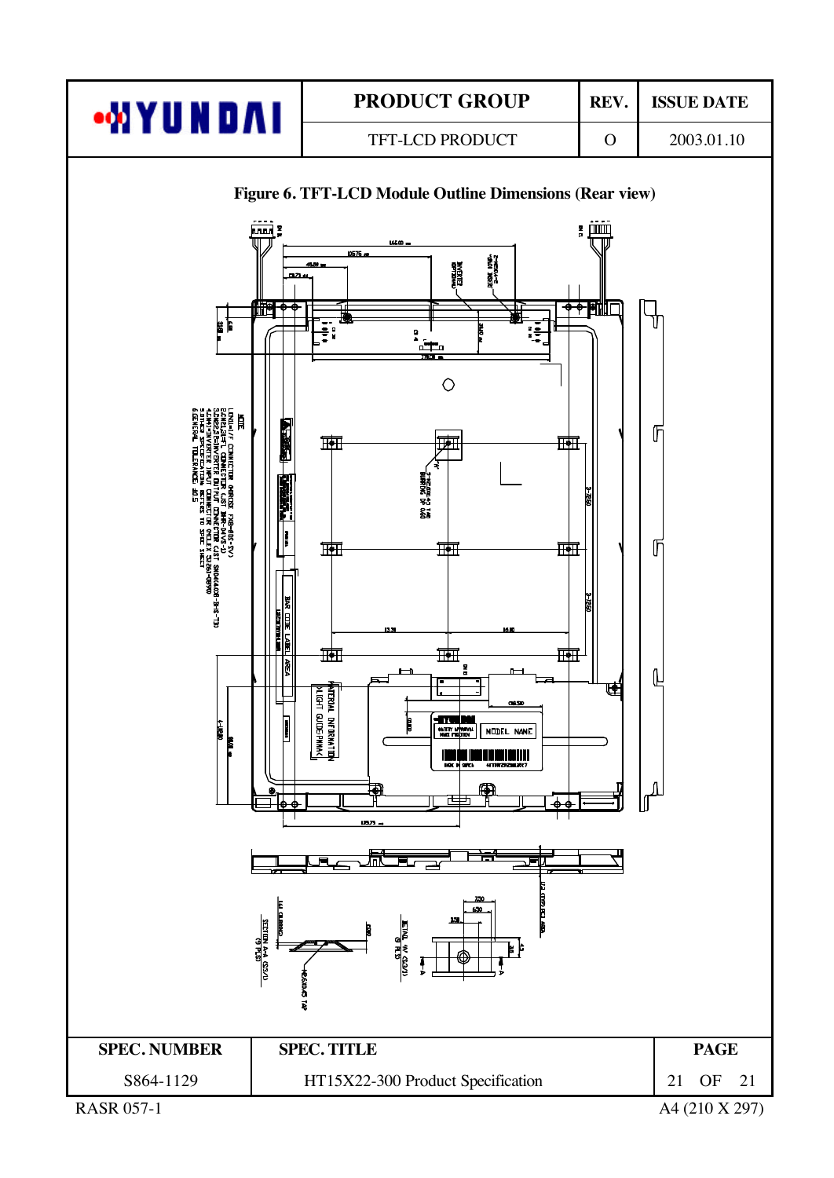**Figure 6. TFT-LCD Module Outline Dimensions (Rear view)**

NOTE
1. LVDS I/F CONNECTOR (HIROSE FX8-80S-SV)
2. CN1,2(B/L) CONNECTOR (JST BHR-04VS-1)
3. CN2(B/L)INVERTER OUTPUT CONNECTOR (JST SM04(4.0)B-BHS-1-TB)
4. LAMP INVERTER INPUT CONNECTOR (MOLEX 53261-0890)
5. OTHER SPECIFICATION REFER TO SPEC SHEET
6. GENERAL TOLERANCE ±0.5